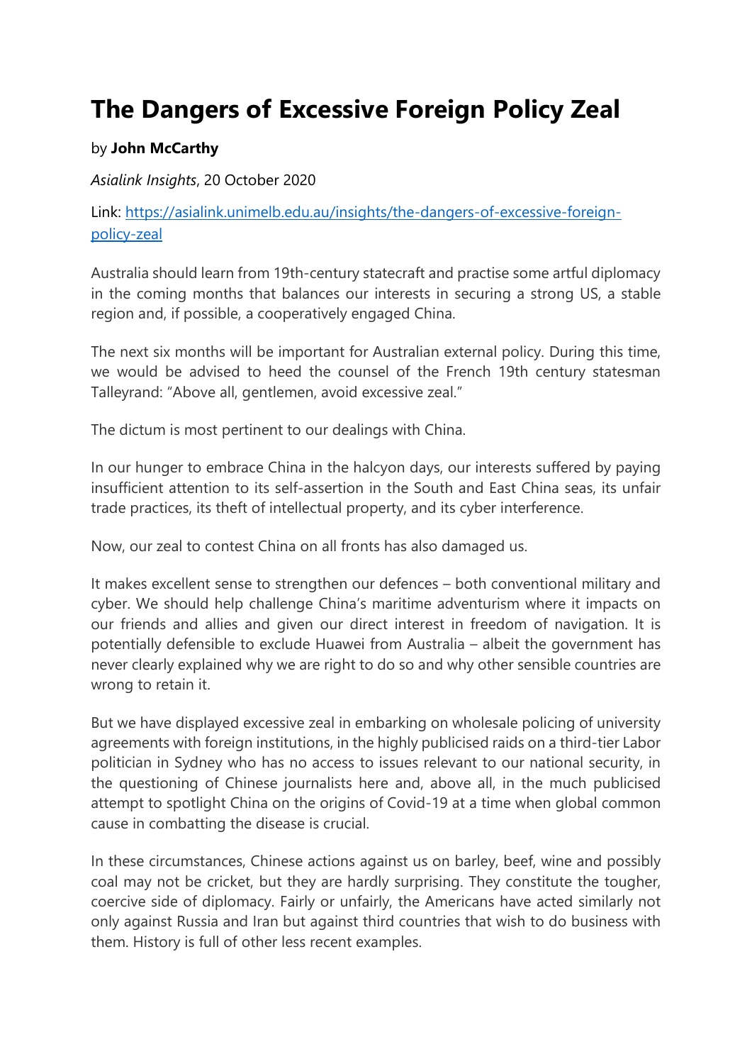# The Dangers of Excessive Foreign Policy Zeal

by **John McCarthy**

*Asialink Insights*, 20 October 2020

Link: [https://asialink.unimelb.edu.au/insights/the-dangers-of-excessive-foreign-policy-zeal](https://asialink.unimelb.edu.au/insights/the-dangers-of-excessive-foreign-policy-zeal)

Australia should learn from 19th-century statecraft and practise some artful diplomacy in the coming months that balances our interests in securing a strong US, a stable region and, if possible, a cooperatively engaged China.

The next six months will be important for Australian external policy. During this time, we would be advised to heed the counsel of the French 19th century statesman Talleyrand: "Above all, gentlemen, avoid excessive zeal."

The dictum is most pertinent to our dealings with China.

In our hunger to embrace China in the halcyon days, our interests suffered by paying insufficient attention to its self-assertion in the South and East China seas, its unfair trade practices, its theft of intellectual property, and its cyber interference.

Now, our zeal to contest China on all fronts has also damaged us.

It makes excellent sense to strengthen our defences – both conventional military and cyber. We should help challenge China's maritime adventurism where it impacts on our friends and allies and given our direct interest in freedom of navigation. It is potentially defensible to exclude Huawei from Australia – albeit the government has never clearly explained why we are right to do so and why other sensible countries are wrong to retain it.

But we have displayed excessive zeal in embarking on wholesale policing of university agreements with foreign institutions, in the highly publicised raids on a third-tier Labor politician in Sydney who has no access to issues relevant to our national security, in the questioning of Chinese journalists here and, above all, in the much publicised attempt to spotlight China on the origins of Covid-19 at a time when global common cause in combatting the disease is crucial.

In these circumstances, Chinese actions against us on barley, beef, wine and possibly coal may not be cricket, but they are hardly surprising. They constitute the tougher, coercive side of diplomacy. Fairly or unfairly, the Americans have acted similarly not only against Russia and Iran but against third countries that wish to do business with them. History is full of other less recent examples.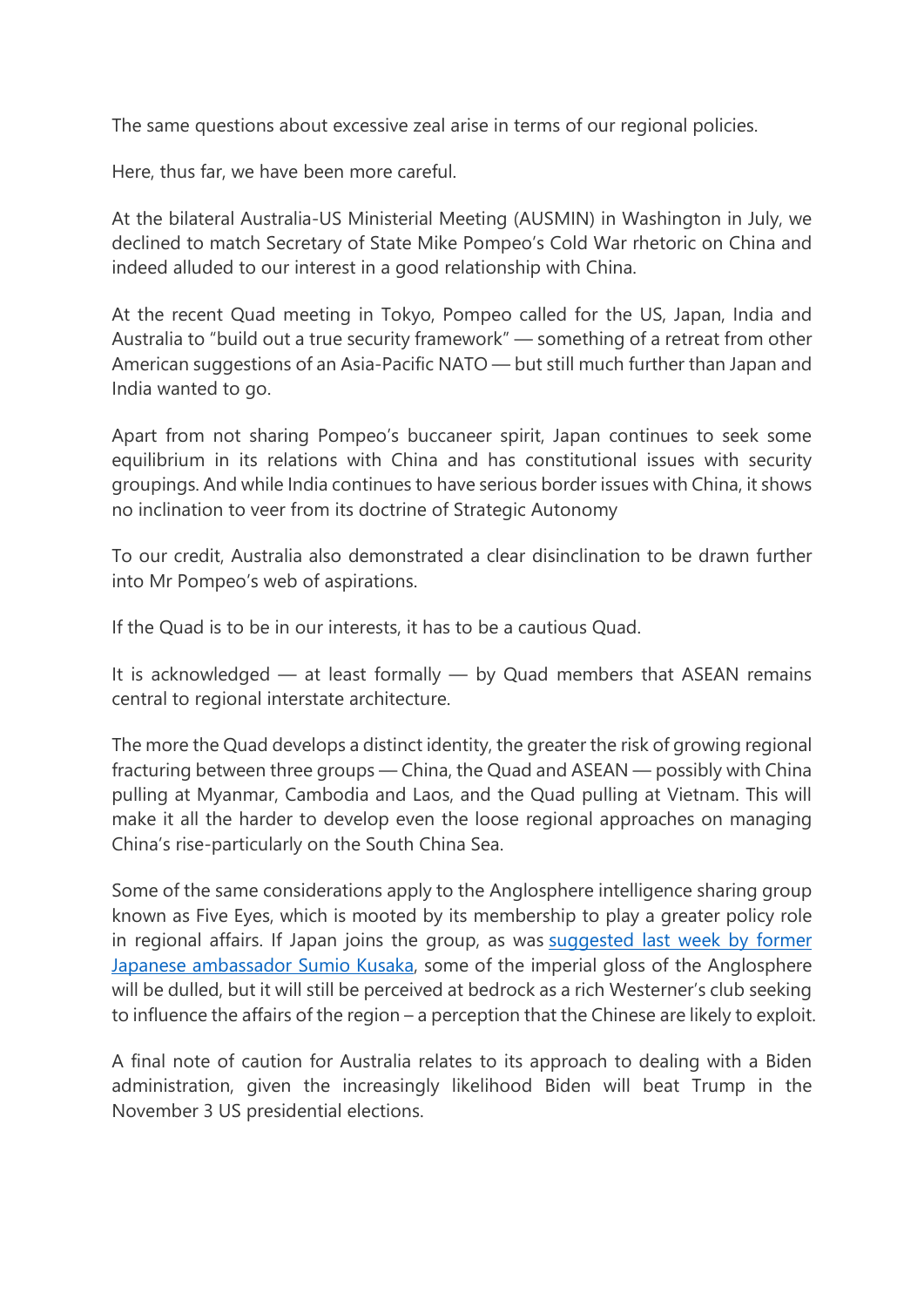The same questions about excessive zeal arise in terms of our regional policies.

Here, thus far, we have been more careful.

At the bilateral Australia-US Ministerial Meeting (AUSMIN) in Washington in July, we declined to match Secretary of State Mike Pompeo's Cold War rhetoric on China and indeed alluded to our interest in a good relationship with China.

At the recent Quad meeting in Tokyo, Pompeo called for the US, Japan, India and Australia to "build out a true security framework" — something of a retreat from other American suggestions of an Asia-Pacific NATO — but still much further than Japan and India wanted to go.

Apart from not sharing Pompeo's buccaneer spirit, Japan continues to seek some equilibrium in its relations with China and has constitutional issues with security groupings. And while India continues to have serious border issues with China, it shows no inclination to veer from its doctrine of Strategic Autonomy

To our credit, Australia also demonstrated a clear disinclination to be drawn further into Mr Pompeo's web of aspirations.

If the Quad is to be in our interests, it has to be a cautious Quad.

It is acknowledged — at least formally — by Quad members that ASEAN remains central to regional interstate architecture.

The more the Quad develops a distinct identity, the greater the risk of growing regional fracturing between three groups — China, the Quad and ASEAN — possibly with China pulling at Myanmar, Cambodia and Laos, and the Quad pulling at Vietnam. This will make it all the harder to develop even the loose regional approaches on managing China's rise-particularly on the South China Sea.

Some of the same considerations apply to the Anglosphere intelligence sharing group known as Five Eyes, which is mooted by its membership to play a greater policy role in regional affairs. If Japan joins the group, as was suggested last week by former Japanese ambassador Sumio Kusaka, some of the imperial gloss of the Anglosphere will be dulled, but it will still be perceived at bedrock as a rich Westerner's club seeking to influence the affairs of the region – a perception that the Chinese are likely to exploit.

A final note of caution for Australia relates to its approach to dealing with a Biden administration, given the increasingly likelihood Biden will beat Trump in the November 3 US presidential elections.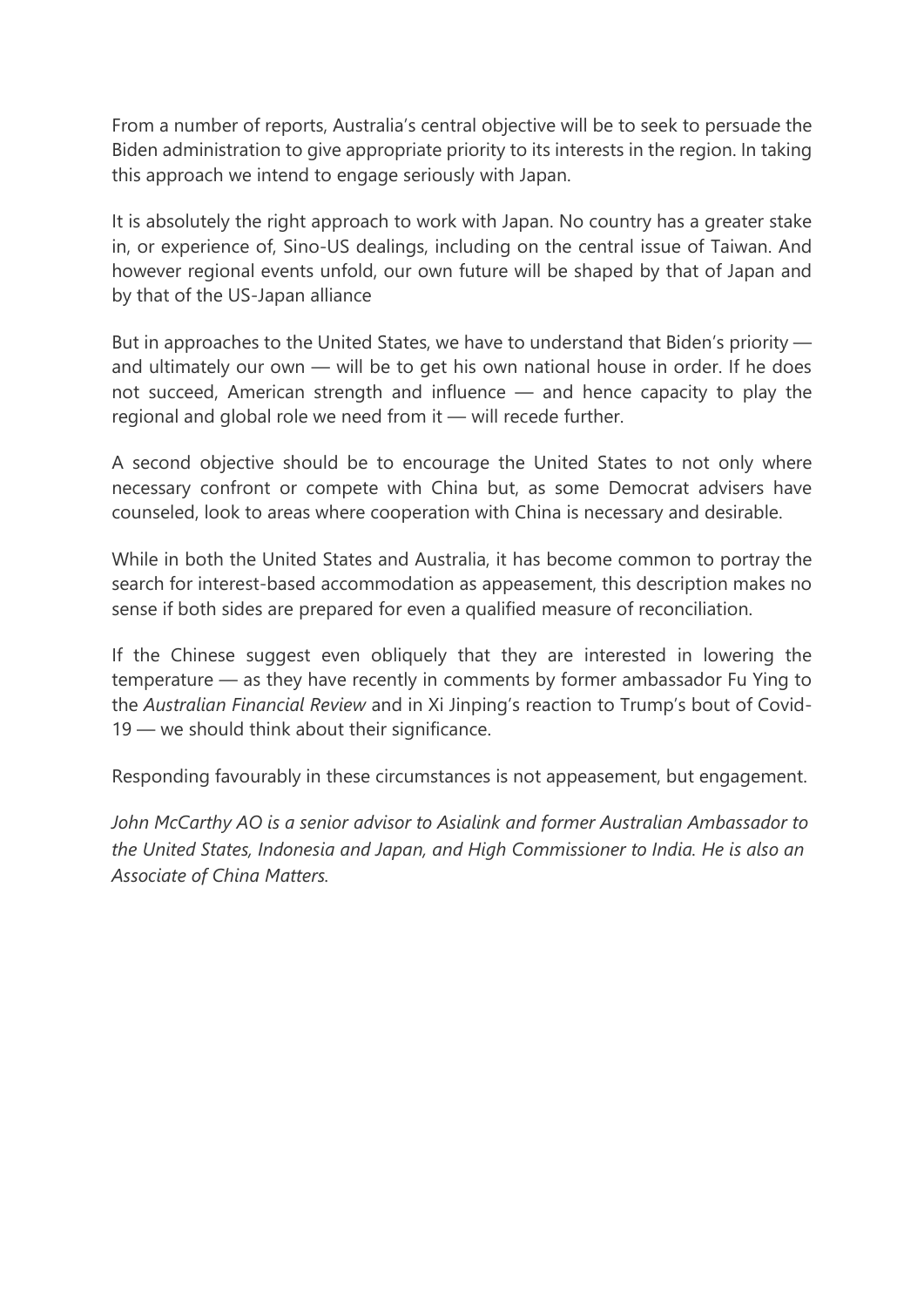From a number of reports, Australia's central objective will be to seek to persuade the Biden administration to give appropriate priority to its interests in the region. In taking this approach we intend to engage seriously with Japan.

It is absolutely the right approach to work with Japan. No country has a greater stake in, or experience of, Sino-US dealings, including on the central issue of Taiwan. And however regional events unfold, our own future will be shaped by that of Japan and by that of the US-Japan alliance

But in approaches to the United States, we have to understand that Biden's priority — and ultimately our own — will be to get his own national house in order. If he does not succeed, American strength and influence — and hence capacity to play the regional and global role we need from it — will recede further.

A second objective should be to encourage the United States to not only where necessary confront or compete with China but, as some Democrat advisers have counseled, look to areas where cooperation with China is necessary and desirable.

While in both the United States and Australia, it has become common to portray the search for interest-based accommodation as appeasement, this description makes no sense if both sides are prepared for even a qualified measure of reconciliation.

If the Chinese suggest even obliquely that they are interested in lowering the temperature — as they have recently in comments by former ambassador Fu Ying to the *Australian Financial Review* and in Xi Jinping's reaction to Trump's bout of Covid-19 — we should think about their significance.

Responding favourably in these circumstances is not appeasement, but engagement.

*John McCarthy AO is a senior advisor to Asialink and former Australian Ambassador to the United States, Indonesia and Japan, and High Commissioner to India. He is also an Associate of China Matters.*